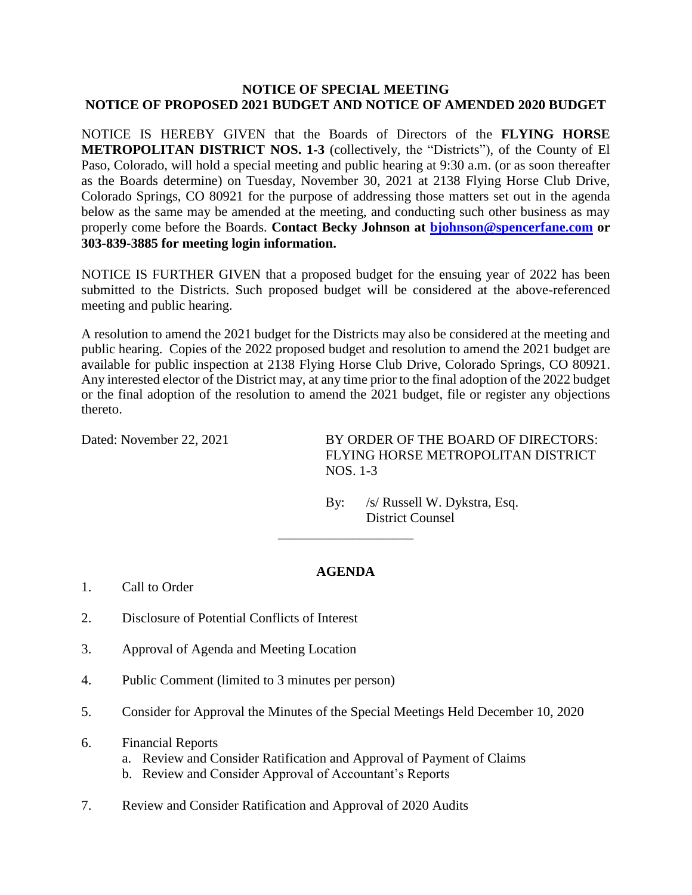# NOTICE OF SPECIAL MEETING
# NOTICE OF PROPOSED 2021 BUDGET AND NOTICE OF AMENDED 2020 BUDGET

NOTICE IS HEREBY GIVEN that the Boards of Directors of the **FLYING HORSE METROPOLITAN DISTRICT NOS. 1-3** (collectively, the "Districts"), of the County of El Paso, Colorado, will hold a special meeting and public hearing at 9:30 a.m. (or as soon thereafter as the Boards determine) on Tuesday, November 30, 2021 at 2138 Flying Horse Club Drive, Colorado Springs, CO 80921 for the purpose of addressing those matters set out in the agenda below as the same may be amended at the meeting, and conducting such other business as may properly come before the Boards. **Contact Becky Johnson at [bjohnson@spencerfane.com](mailto:bjohnson@spencerfane.com) or 303-839-3885 for meeting login information.**

NOTICE IS FURTHER GIVEN that a proposed budget for the ensuing year of 2022 has been submitted to the Districts. Such proposed budget will be considered at the above-referenced meeting and public hearing.

A resolution to amend the 2021 budget for the Districts may also be considered at the meeting and public hearing. Copies of the 2022 proposed budget and resolution to amend the 2021 budget are available for public inspection at 2138 Flying Horse Club Drive, Colorado Springs, CO 80921. Any interested elector of the District may, at any time prior to the final adoption of the 2022 budget or the final adoption of the resolution to amend the 2021 budget, file or register any objections thereto.

Dated: November 22, 2021

BY ORDER OF THE BOARD OF DIRECTORS:
FLYING HORSE METROPOLITAN DISTRICT NOS. 1-3

By: /s/ Russell W. Dykstra, Esq.
District Counsel

---

## AGENDA

1. Call to Order
2. Disclosure of Potential Conflicts of Interest
3. Approval of Agenda and Meeting Location
4. Public Comment (limited to 3 minutes per person)
5. Consider for Approval the Minutes of the Special Meetings Held December 10, 2020
6. Financial Reports
   a. Review and Consider Ratification and Approval of Payment of Claims
   b. Review and Consider Approval of Accountant's Reports
7. Review and Consider Ratification and Approval of 2020 Audits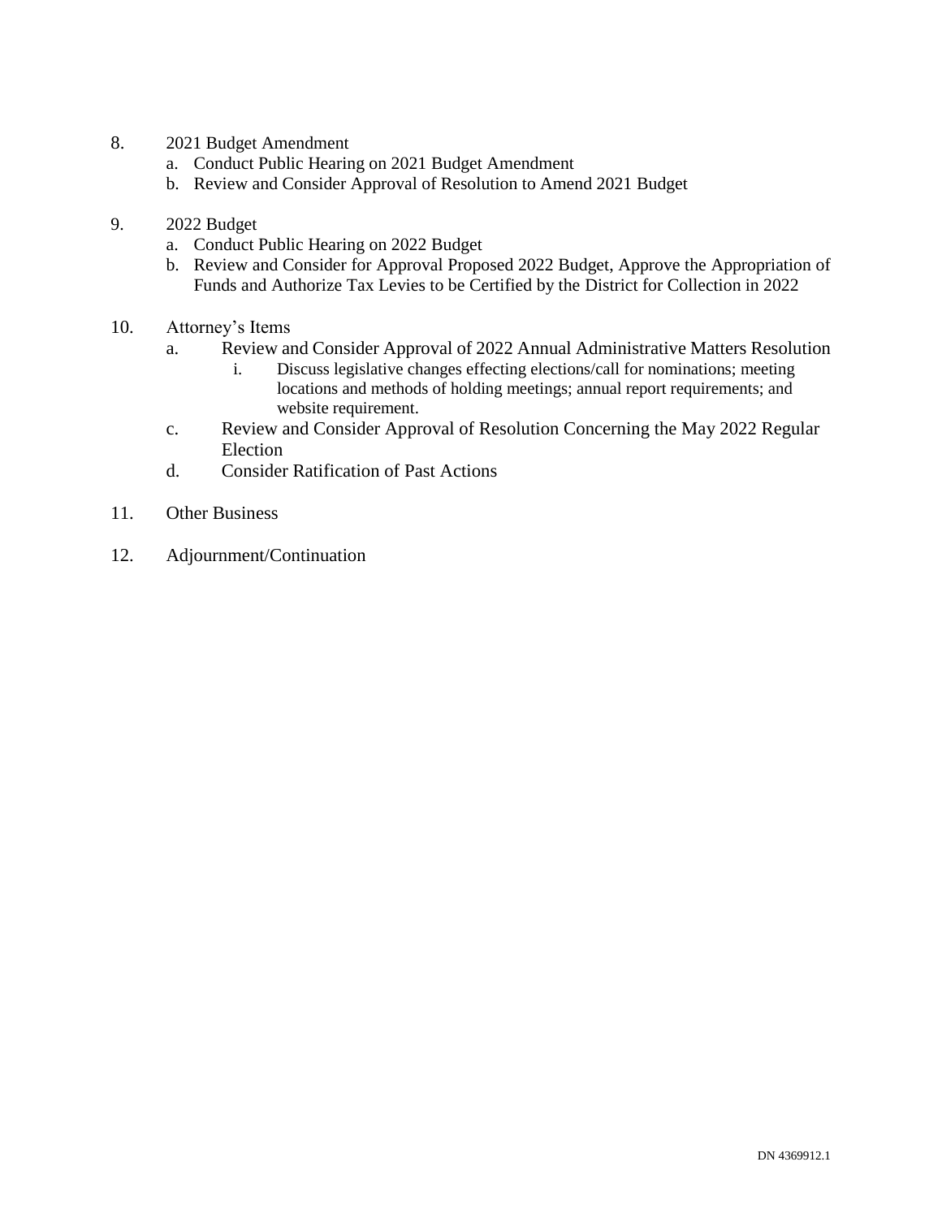8. 2021 Budget Amendment
   a. Conduct Public Hearing on 2021 Budget Amendment
   b. Review and Consider Approval of Resolution to Amend 2021 Budget

9. 2022 Budget
   a. Conduct Public Hearing on 2022 Budget
   b. Review and Consider for Approval Proposed 2022 Budget, Approve the Appropriation of Funds and Authorize Tax Levies to be Certified by the District for Collection in 2022

10. Attorney's Items
    a. Review and Consider Approval of 2022 Annual Administrative Matters Resolution
       i. Discuss legislative changes effecting elections/call for nominations; meeting locations and methods of holding meetings; annual report requirements; and website requirement.
    c. Review and Consider Approval of Resolution Concerning the May 2022 Regular Election
    d. Consider Ratification of Past Actions

11. Other Business

12. Adjournment/Continuation

DN 4369912.1